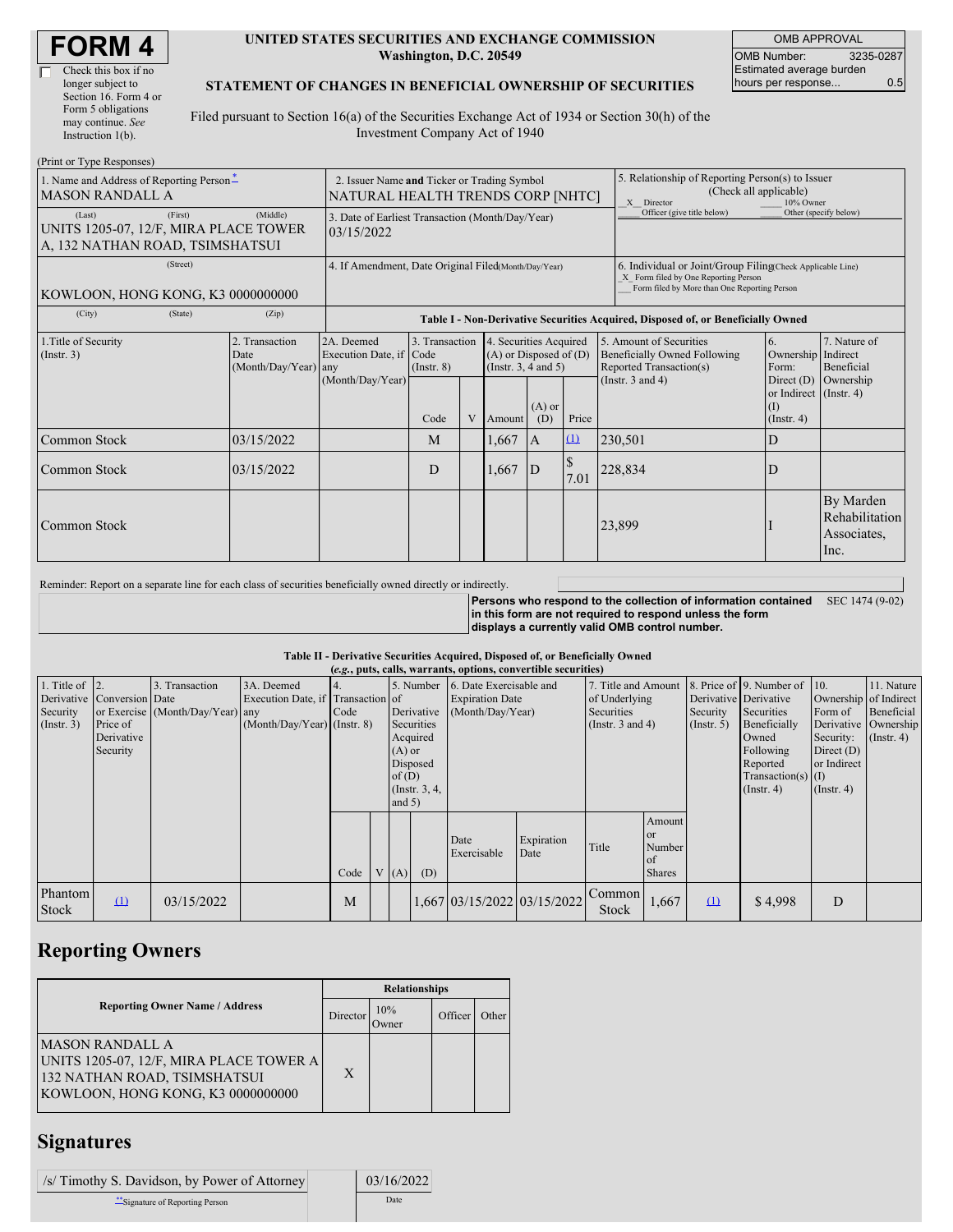# FORM 4

☐ Check this box if no longer subject to Section 16. Form 4 or Form 5 obligations may continue. *See* Instruction 1(b).

**UNITED STATES SECURITIES AND EXCHANGE COMMISSION**
**Washington, D.C. 20549**

**STATEMENT OF CHANGES IN BENEFICIAL OWNERSHIP OF SECURITIES**

Filed pursuant to Section 16(a) of the Securities Exchange Act of 1934 or Section 30(h) of the Investment Company Act of 1940

| OMB APPROVAL | |
|---|---|
| OMB Number: | 3235-0287 |
| Estimated average burden hours per response... | 0.5 |

(Print or Type Responses)

| 1. Name and Address of Reporting Person* | 2. Issuer Name and Ticker or Trading Symbol | 5. Relationship of Reporting Person(s) to Issuer (Check all applicable) |
|---|---|---|
| MASON RANDALL A | NATURAL HEALTH TRENDS CORP [NHTC] | _X_ Director ___ 10% Owner ___ Officer (give title below) ___ Other (specify below) |
| (Last) (First) (Middle) UNITS 1205-07, 12/F, MIRA PLACE TOWER A, 132 NATHAN ROAD, TSIMSHATSUI | 3. Date of Earliest Transaction (Month/Day/Year) 03/15/2022 | |
| (Street) KOWLOON, HONG KONG, K3 0000000000 | 4. If Amendment, Date Original Filed (Month/Day/Year) | 6. Individual or Joint/Group Filing (Check Applicable Line) _X_ Form filed by One Reporting Person ___ Form filed by More than One Reporting Person |
| (City) (State) (Zip) | | |

**Table I - Non-Derivative Securities Acquired, Disposed of, or Beneficially Owned**

| 1.Title of Security (Instr. 3) | 2. Transaction Date (Month/Day/Year) | 2A. Deemed Execution Date, if any (Month/Day/Year) | 3. Transaction Code (Instr. 8) Code | V | 4. Securities Acquired (A) or Disposed of (D) (Instr. 3, 4 and 5) Amount | (A) or (D) | Price | 5. Amount of Securities Beneficially Owned Following Reported Transaction(s) (Instr. 3 and 4) | 6. Ownership Form: Direct (D) or Indirect (I) (Instr. 4) | 7. Nature of Indirect Beneficial Ownership (Instr. 4) |
|---|---|---|---|---|---|---|---|---|---|---|
| Common Stock | 03/15/2022 | | M | | 1,667 | A | (1) | 230,501 | D | |
| Common Stock | 03/15/2022 | | D | | 1,667 | D | $ 7.01 | 228,834 | D | |
| Common Stock | | | | | | | | 23,899 | I | By Marden Rehabilitation Associates, Inc. |

Reminder: Report on a separate line for each class of securities beneficially owned directly or indirectly.

**Persons who respond to the collection of information contained in this form are not required to respond unless the form displays a currently valid OMB control number.** SEC 1474 (9-02)

**Table II - Derivative Securities Acquired, Disposed of, or Beneficially Owned**
**(*e.g.*, puts, calls, warrants, options, convertible securities)**

| 1. Title of Derivative Security (Instr. 3) | 2. Conversion or Exercise Price of Derivative Security | 3. Transaction Date (Month/Day/Year) | 3A. Deemed Execution Date, if any (Month/Day/Year) | 4. Transaction Code (Instr. 8) Code | V | 5. Number of Derivative Securities Acquired (A) or Disposed of (D) (Instr. 3, 4, and 5) (A) | (D) | 6. Date Exercisable and Expiration Date (Month/Day/Year) Date Exercisable | Expiration Date | 7. Title and Amount of Underlying Securities (Instr. 3 and 4) Title | Amount or Number of Shares | 8. Price of Derivative Security (Instr. 5) | 9. Number of Derivative Securities Beneficially Owned Following Reported Transaction(s) (Instr. 4) | 10. Ownership Form of Derivative Security: Direct (D) or Indirect (I) (Instr. 4) | 11. Nature of Indirect Beneficial Ownership (Instr. 4) |
|---|---|---|---|---|---|---|---|---|---|---|---|---|---|---|---|
| Phantom Stock | (1) | 03/15/2022 | | M | | | 1,667 | 03/15/2022 | 03/15/2022 | Common Stock | 1,667 | (1) | $ 4,998 | D | |

## Reporting Owners

| Reporting Owner Name / Address | Director | 10% Owner | Officer | Other |
|---|---|---|---|---|
| MASON RANDALL A UNITS 1205-07, 12/F, MIRA PLACE TOWER A 132 NATHAN ROAD, TSIMSHATSUI KOWLOON, HONG KONG, K3 0000000000 | X | | | |

## Signatures

| /s/ Timothy S. Davidson, by Power of Attorney | 03/16/2022 |
|---|---|
| **Signature of Reporting Person | Date |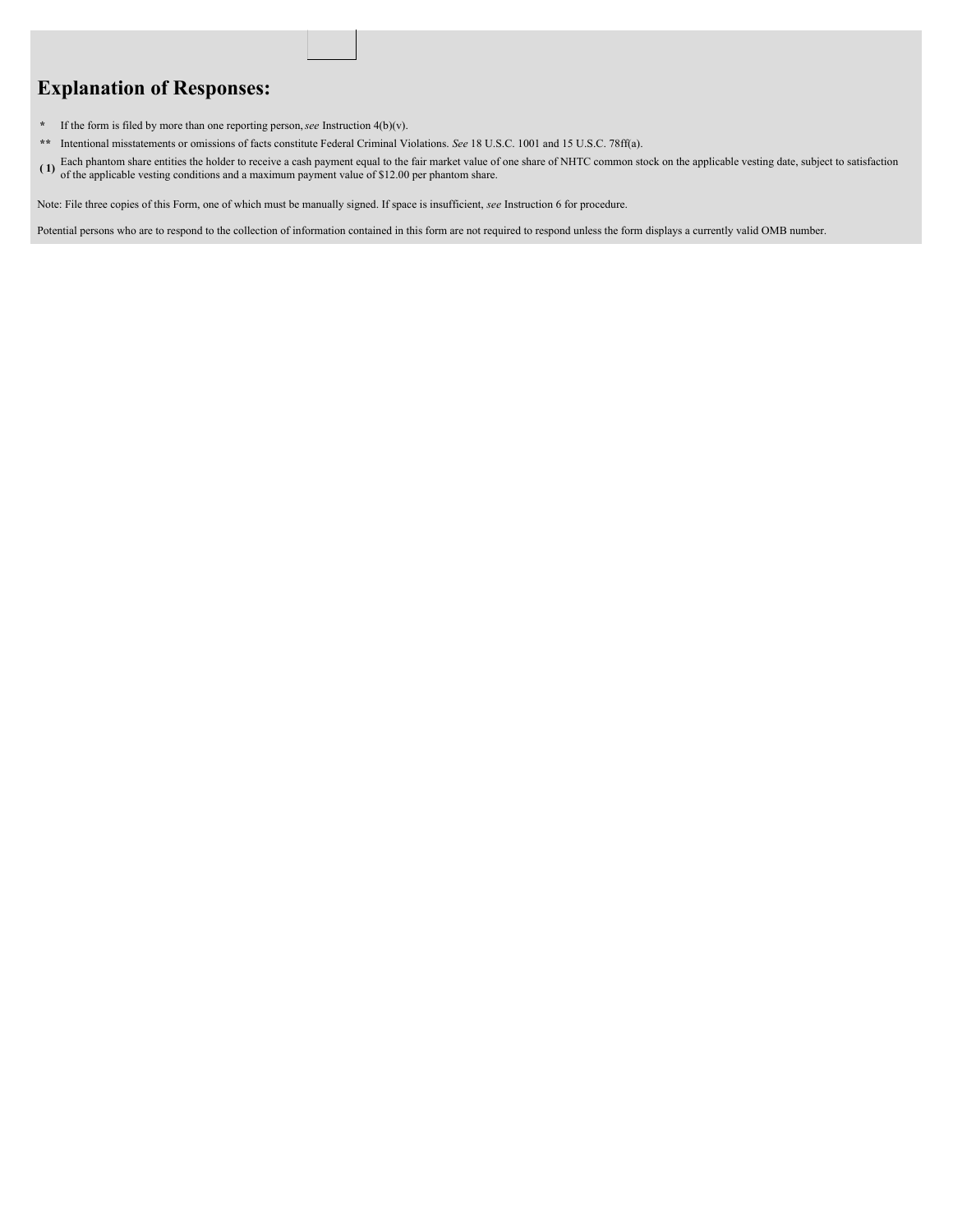## Explanation of Responses:

* If the form is filed by more than one reporting person, *see* Instruction 4(b)(v).

** Intentional misstatements or omissions of facts constitute Federal Criminal Violations. *See* 18 U.S.C. 1001 and 15 U.S.C. 78ff(a).

( 1) Each phantom share entities the holder to receive a cash payment equal to the fair market value of one share of NHTC common stock on the applicable vesting date, subject to satisfaction of the applicable vesting conditions and a maximum payment value of $12.00 per phantom share.

Note: File three copies of this Form, one of which must be manually signed. If space is insufficient, *see* Instruction 6 for procedure.

Potential persons who are to respond to the collection of information contained in this form are not required to respond unless the form displays a currently valid OMB number.